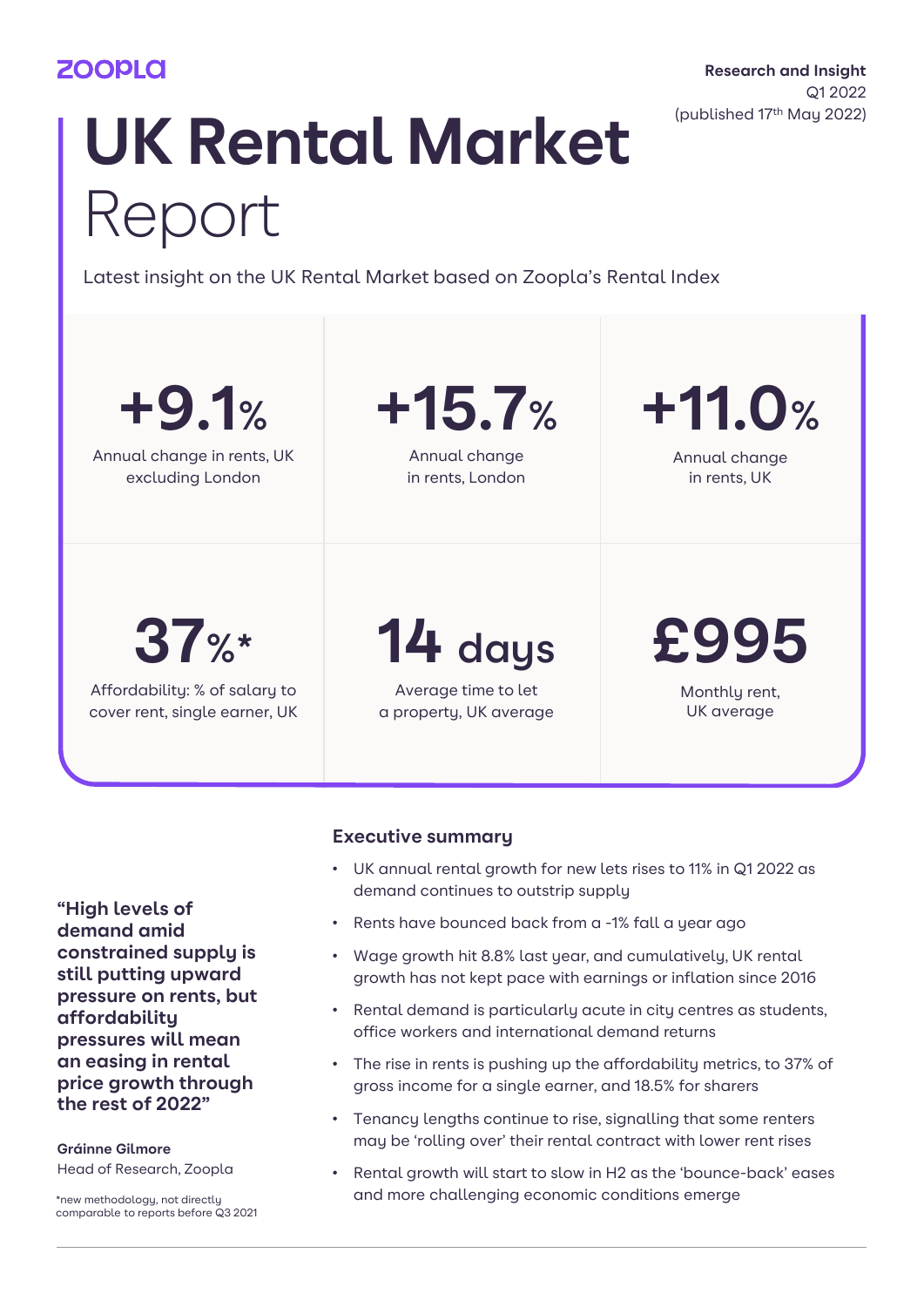zoopla

**Research and Insight**
Q1 2022
(published 17th May 2022)

# UK Rental Market Report

Latest insight on the UK Rental Market based on Zoopla's Rental Index

| | | |
|---|---|---|
| **+9.1%** Annual change in rents, UK excluding London | **+15.7%** Annual change in rents, London | **+11.0%** Annual change in rents, UK |
| **37%\*** Affordability: % of salary to cover rent, single earner, UK | **14 days** Average time to let a property, UK average | **£995** Monthly rent, UK average |

**"High levels of demand amid constrained supply is still putting upward pressure on rents, but affordability pressures will mean an easing in rental price growth through the rest of 2022"**

**Gráinne Gilmore**
Head of Research, Zoopla

*new methodology, not directly comparable to reports before Q3 2021

## Executive summary

- UK annual rental growth for new lets rises to 11% in Q1 2022 as demand continues to outstrip supply
- Rents have bounced back from a -1% fall a year ago
- Wage growth hit 8.8% last year, and cumulatively, UK rental growth has not kept pace with earnings or inflation since 2016
- Rental demand is particularly acute in city centres as students, office workers and international demand returns
- The rise in rents is pushing up the affordability metrics, to 37% of gross income for a single earner, and 18.5% for sharers
- Tenancy lengths continue to rise, signalling that some renters may be 'rolling over' their rental contract with lower rent rises
- Rental growth will start to slow in H2 as the 'bounce-back' eases and more challenging economic conditions emerge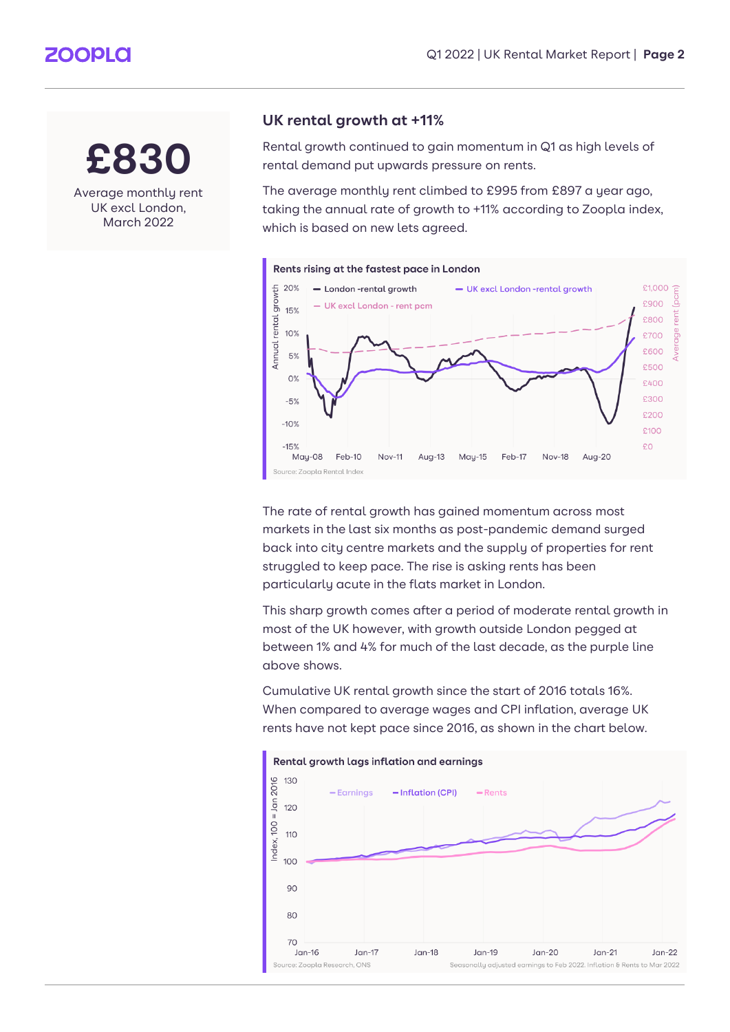**£830**

Average monthly rent UK excl London, March 2022

## UK rental growth at +11%

Rental growth continued to gain momentum in Q1 as high levels of rental demand put upwards pressure on rents.

The average monthly rent climbed to £995 from £897 a year ago, taking the annual rate of growth to +11% according to Zoopla index, which is based on new lets agreed.

**Rents rising at the fastest pace in London**

Source: Zoopla Rental Index

The rate of rental growth has gained momentum across most markets in the last six months as post-pandemic demand surged back into city centre markets and the supply of properties for rent struggled to keep pace. The rise is asking rents has been particularly acute in the flats market in London.

This sharp growth comes after a period of moderate rental growth in most of the UK however, with growth outside London pegged at between 1% and 4% for much of the last decade, as the purple line above shows.

Cumulative UK rental growth since the start of 2016 totals 16%. When compared to average wages and CPI inflation, average UK rents have not kept pace since 2016, as shown in the chart below.

**Rental growth lags inflation and earnings**

Source: Zoopla Research, ONS

Seasonally adjusted earnings to Feb 2022. Inflation & Rents to Mar 2022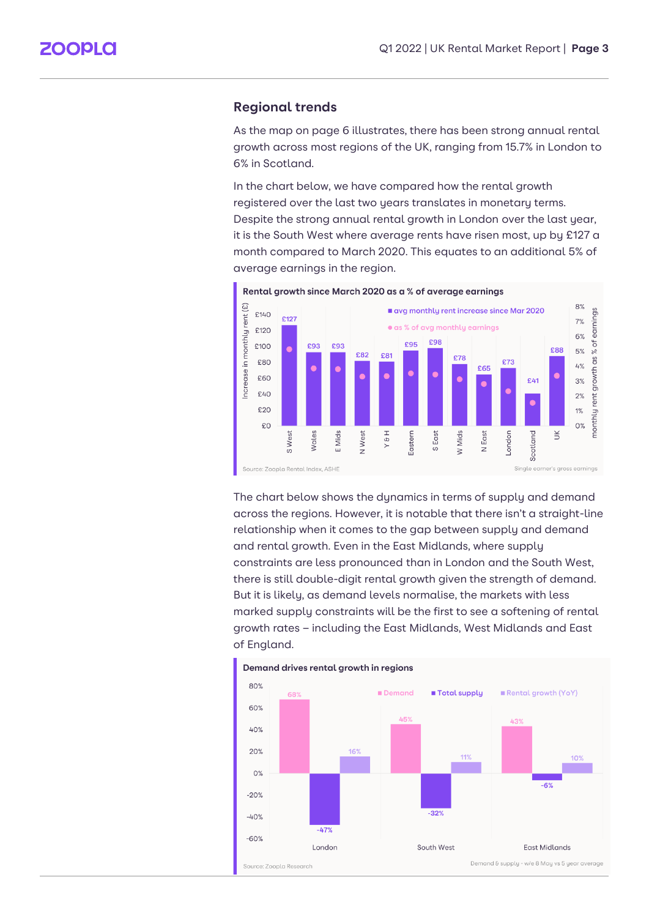## Regional trends

As the map on page 6 illustrates, there has been strong annual rental growth across most regions of the UK, ranging from 15.7% in London to 6% in Scotland.

In the chart below, we have compared how the rental growth registered over the last two years translates in monetary terms. Despite the strong annual rental growth in London over the last year, it is the South West where average rents have risen most, up by £127 a month compared to March 2020. This equates to an additional 5% of average earnings in the region.

**Rental growth since March 2020 as a % of average earnings**

| Region | avg monthly rent increase since Mar 2020 |
|---|---|
| S West | £127 |
| Wales | £93 |
| E Mids | £93 |
| N West | £82 |
| Y & H | £81 |
| Eastern | £95 |
| S East | £98 |
| W Mids | £78 |
| N East | £65 |
| London | £73 |
| Scotland | £41 |
| UK | £88 |

Source: Zoopla Rental Index, ASHE

Single earner's gross earnings

The chart below shows the dynamics in terms of supply and demand across the regions. However, it is notable that there isn't a straight-line relationship when it comes to the gap between supply and demand and rental growth. Even in the East Midlands, where supply constraints are less pronounced than in London and the South West, there is still double-digit rental growth given the strength of demand. But it is likely, as demand levels normalise, the markets with less marked supply constraints will be the first to see a softening of rental growth rates – including the East Midlands, West Midlands and East of England.

**Demand drives rental growth in regions**

| Region | Demand | Total supply | Rental growth (YoY) |
|---|---|---|---|
| London | 68% | -47% | 16% |
| South West | 45% | -32% | 11% |
| East Midlands | 43% | -6% | 10% |

Source: Zoopla Research

Demand & supply - w/e 8 May vs 5 year average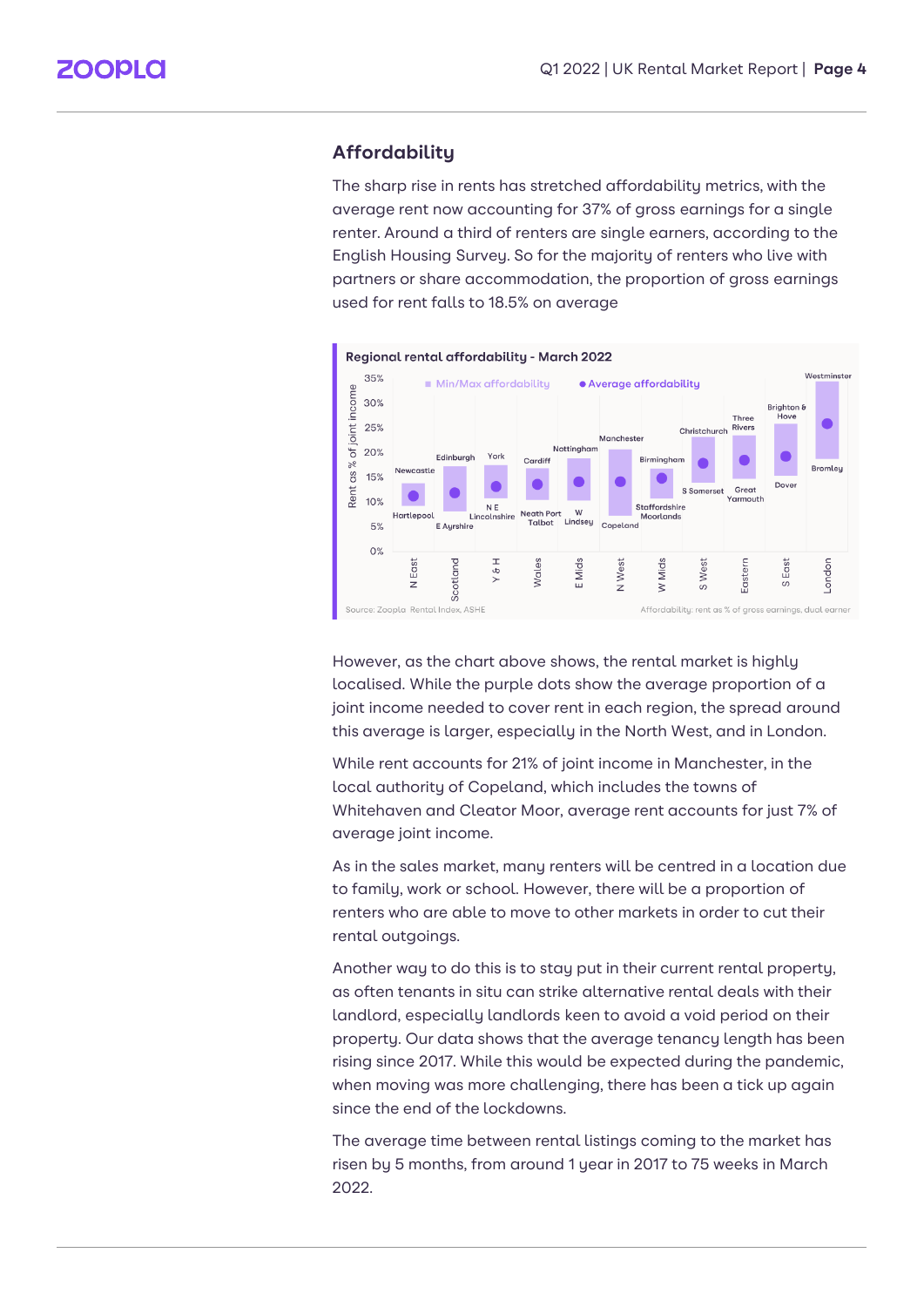## Affordability

The sharp rise in rents has stretched affordability metrics, with the average rent now accounting for 37% of gross earnings for a single renter. Around a third of renters are single earners, according to the English Housing Survey. So for the majority of renters who live with partners or share accommodation, the proportion of gross earnings used for rent falls to 18.5% on average

**Regional rental affordability - March 2022**

Min/Max affordability | Average affordability

| Region | Min | Max |
|---|---|---|
| N East | Hartlepool | Newcastle |
| Scotland | E Ayrshire | Edinburgh |
| Y & H | N E Lincolnshire | York |
| Wales | Neath Port Talbot | Cardiff |
| E Mids | W Lindsey | Nottingham |
| N West | Copeland | Manchester |
| W Mids | Staffordshire Moorlands | Birmingham |
| S West | S Somerset | Christchurch |
| Eastern | Great Yarmouth | Three Rivers |
| S East | Dover | Brighton & Hove |
| London | Bromley | Westminster |

Source: Zoopla Rental Index, ASHE

Affordability: rent as % of gross earnings, dual earner

However, as the chart above shows, the rental market is highly localised. While the purple dots show the average proportion of a joint income needed to cover rent in each region, the spread around this average is larger, especially in the North West, and in London.

While rent accounts for 21% of joint income in Manchester, in the local authority of Copeland, which includes the towns of Whitehaven and Cleator Moor, average rent accounts for just 7% of average joint income.

As in the sales market, many renters will be centred in a location due to family, work or school. However, there will be a proportion of renters who are able to move to other markets in order to cut their rental outgoings.

Another way to do this is to stay put in their current rental property, as often tenants in situ can strike alternative rental deals with their landlord, especially landlords keen to avoid a void period on their property. Our data shows that the average tenancy length has been rising since 2017. While this would be expected during the pandemic, when moving was more challenging, there has been a tick up again since the end of the lockdowns.

The average time between rental listings coming to the market has risen by 5 months, from around 1 year in 2017 to 75 weeks in March 2022.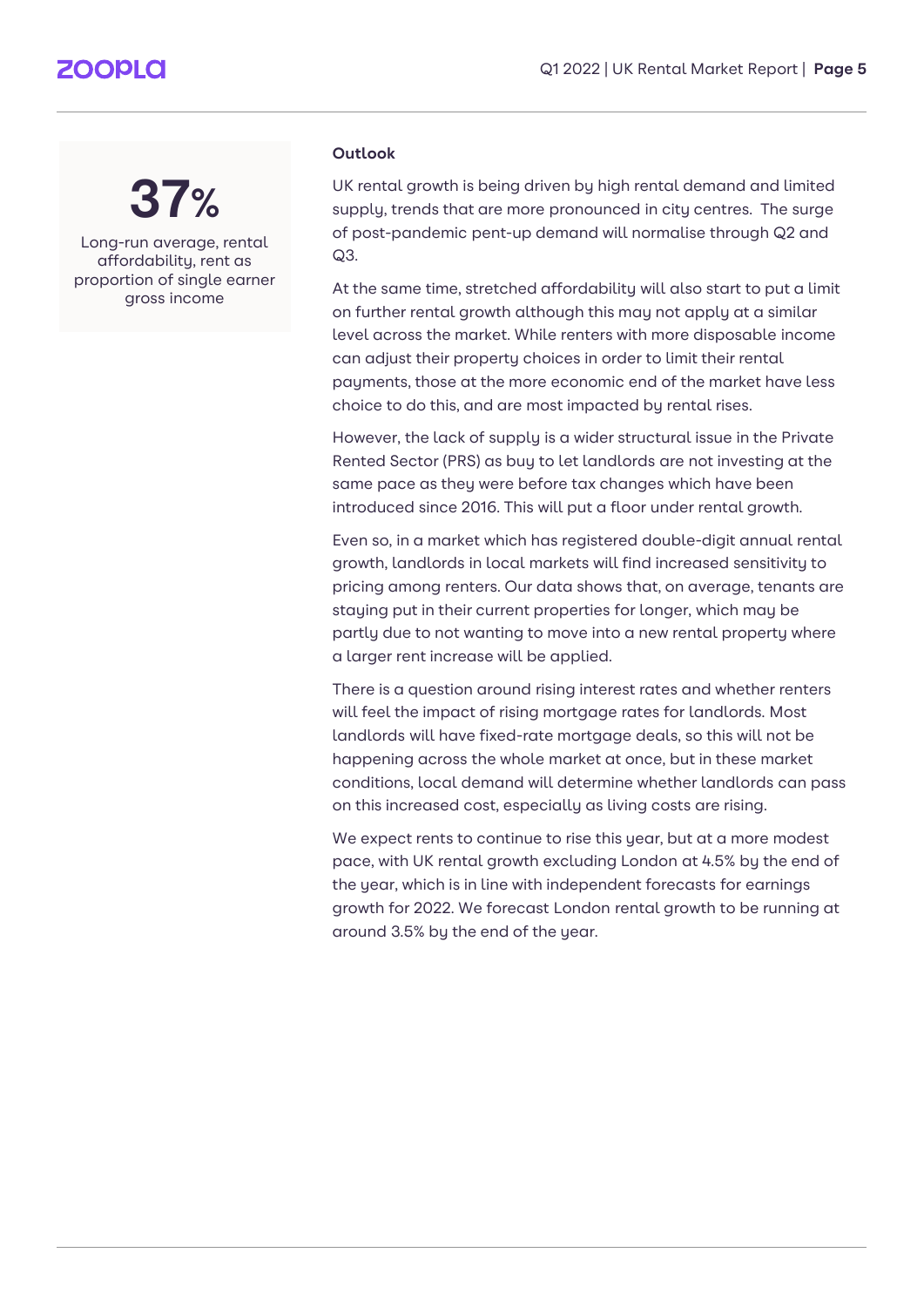**37%**

Long-run average, rental affordability, rent as proportion of single earner gross income

## Outlook

UK rental growth is being driven by high rental demand and limited supply, trends that are more pronounced in city centres. The surge of post-pandemic pent-up demand will normalise through Q2 and Q3.

At the same time, stretched affordability will also start to put a limit on further rental growth although this may not apply at a similar level across the market. While renters with more disposable income can adjust their property choices in order to limit their rental payments, those at the more economic end of the market have less choice to do this, and are most impacted by rental rises.

However, the lack of supply is a wider structural issue in the Private Rented Sector (PRS) as buy to let landlords are not investing at the same pace as they were before tax changes which have been introduced since 2016. This will put a floor under rental growth.

Even so, in a market which has registered double-digit annual rental growth, landlords in local markets will find increased sensitivity to pricing among renters. Our data shows that, on average, tenants are staying put in their current properties for longer, which may be partly due to not wanting to move into a new rental property where a larger rent increase will be applied.

There is a question around rising interest rates and whether renters will feel the impact of rising mortgage rates for landlords. Most landlords will have fixed-rate mortgage deals, so this will not be happening across the whole market at once, but in these market conditions, local demand will determine whether landlords can pass on this increased cost, especially as living costs are rising.

We expect rents to continue to rise this year, but at a more modest pace, with UK rental growth excluding London at 4.5% by the end of the year, which is in line with independent forecasts for earnings growth for 2022. We forecast London rental growth to be running at around 3.5% by the end of the year.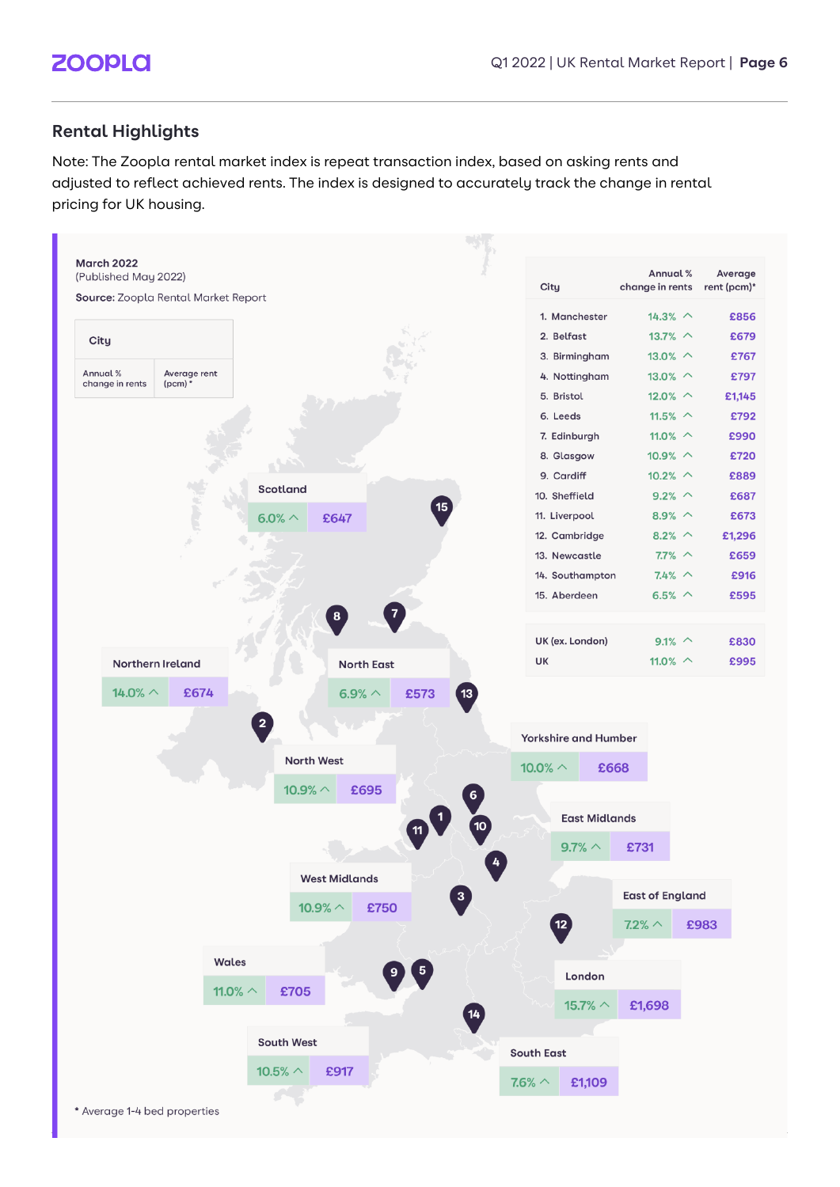## Rental Highlights

Note: The Zoopla rental market index is repeat transaction index, based on asking rents and adjusted to reflect achieved rents. The index is designed to accurately track the change in rental pricing for UK housing.

**March 2022**
(Published May 2022)

**Source:** Zoopla Rental Market Report

| City | Annual % change in rents | Average rent (pcm)* |
|---|---|---|
| 1. Manchester | 14.3% | £856 |
| 2. Belfast | 13.7% | £679 |
| 3. Birmingham | 13.0% | £767 |
| 4. Nottingham | 13.0% | £797 |
| 5. Bristol | 12.0% | £1,145 |
| 6. Leeds | 11.5% | £792 |
| 7. Edinburgh | 11.0% | £990 |
| 8. Glasgow | 10.9% | £720 |
| 9. Cardiff | 10.2% | £889 |
| 10. Sheffield | 9.2% | £687 |
| 11. Liverpool | 8.9% | £673 |
| 12. Cambridge | 8.2% | £1,296 |
| 13. Newcastle | 7.7% | £659 |
| 14. Southampton | 7.4% | £916 |
| 15. Aberdeen | 6.5% | £595 |
| UK (ex. London) | 9.1% | £830 |
| UK | 11.0% | £995 |

| Region | Annual % change in rents | Average rent (pcm)* |
|---|---|---|
| Scotland | 6.0% | £647 |
| Northern Ireland | 14.0% | £674 |
| North East | 6.9% | £573 |
| Yorkshire and Humber | 10.0% | £668 |
| North West | 10.9% | £695 |
| East Midlands | 9.7% | £731 |
| West Midlands | 10.9% | £750 |
| East of England | 7.2% | £983 |
| Wales | 11.0% | £705 |
| London | 15.7% | £1,698 |
| South West | 10.5% | £917 |
| South East | 7.6% | £1,109 |

* Average 1-4 bed properties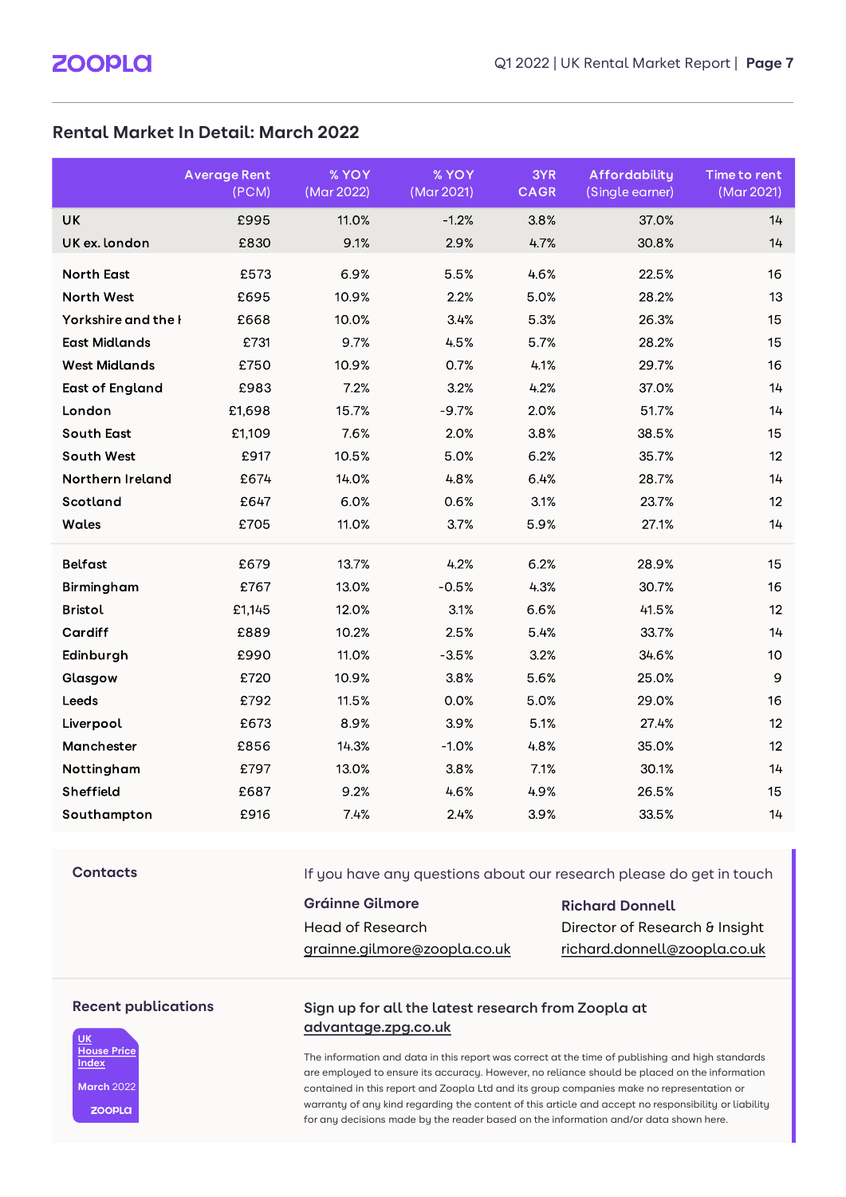## Rental Market In Detail: March 2022

| | Average Rent (PCM) | % YOY (Mar 2022) | % YOY (Mar 2021) | 3YR CAGR | Affordability (Single earner) | Time to rent (Mar 2021) |
|---|---|---|---|---|---|---|
| UK | £995 | 11.0% | -1.2% | 3.8% | 37.0% | 14 |
| UK ex. london | £830 | 9.1% | 2.9% | 4.7% | 30.8% | 14 |
| North East | £573 | 6.9% | 5.5% | 4.6% | 22.5% | 16 |
| North West | £695 | 10.9% | 2.2% | 5.0% | 28.2% | 13 |
| Yorkshire and the H | £668 | 10.0% | 3.4% | 5.3% | 26.3% | 15 |
| East Midlands | £731 | 9.7% | 4.5% | 5.7% | 28.2% | 15 |
| West Midlands | £750 | 10.9% | 0.7% | 4.1% | 29.7% | 16 |
| East of England | £983 | 7.2% | 3.2% | 4.2% | 37.0% | 14 |
| London | £1,698 | 15.7% | -9.7% | 2.0% | 51.7% | 14 |
| South East | £1,109 | 7.6% | 2.0% | 3.8% | 38.5% | 15 |
| South West | £917 | 10.5% | 5.0% | 6.2% | 35.7% | 12 |
| Northern Ireland | £674 | 14.0% | 4.8% | 6.4% | 28.7% | 14 |
| Scotland | £647 | 6.0% | 0.6% | 3.1% | 23.7% | 12 |
| Wales | £705 | 11.0% | 3.7% | 5.9% | 27.1% | 14 |
| Belfast | £679 | 13.7% | 4.2% | 6.2% | 28.9% | 15 |
| Birmingham | £767 | 13.0% | -0.5% | 4.3% | 30.7% | 16 |
| Bristol | £1,145 | 12.0% | 3.1% | 6.6% | 41.5% | 12 |
| Cardiff | £889 | 10.2% | 2.5% | 5.4% | 33.7% | 14 |
| Edinburgh | £990 | 11.0% | -3.5% | 3.2% | 34.6% | 10 |
| Glasgow | £720 | 10.9% | 3.8% | 5.6% | 25.0% | 9 |
| Leeds | £792 | 11.5% | 0.0% | 5.0% | 29.0% | 16 |
| Liverpool | £673 | 8.9% | 3.9% | 5.1% | 27.4% | 12 |
| Manchester | £856 | 14.3% | -1.0% | 4.8% | 35.0% | 12 |
| Nottingham | £797 | 13.0% | 3.8% | 7.1% | 30.1% | 14 |
| Sheffield | £687 | 9.2% | 4.6% | 4.9% | 26.5% | 15 |
| Southampton | £916 | 7.4% | 2.4% | 3.9% | 33.5% | 14 |

### Contacts

If you have any questions about our research please do get in touch

**Gráinne Gilmore**
Head of Research
grainne.gilmore@zoopla.co.uk

**Richard Donnell**
Director of Research & Insight
richard.donnell@zoopla.co.uk

### Recent publications

UK House Price Index
March 2022
zoopla

**Sign up for all the latest research from Zoopla at advantage.zpg.co.uk**

The information and data in this report was correct at the time of publishing and high standards are employed to ensure its accuracy. However, no reliance should be placed on the information contained in this report and Zoopla Ltd and its group companies make no representation or warranty of any kind regarding the content of this article and accept no responsibility or liability for any decisions made by the reader based on the information and/or data shown here.